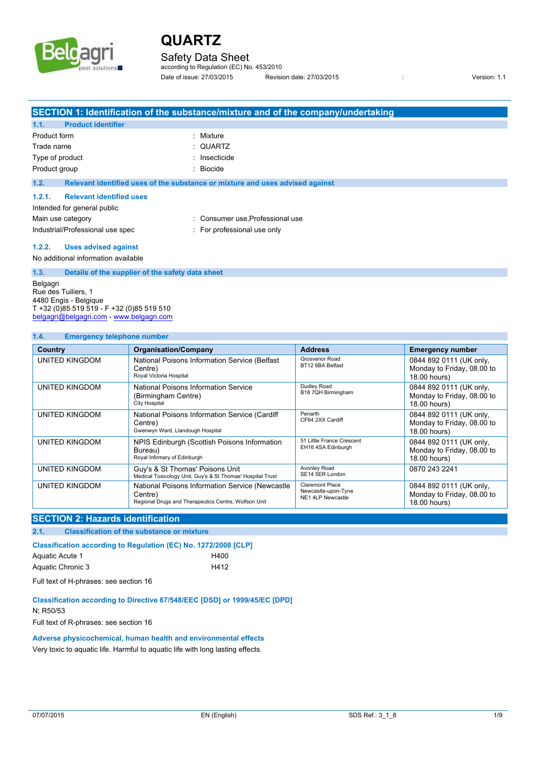# QUARTZ

## Safety Data Sheet

according to Regulation (EC) No. 453/2010

Date of issue: 27/03/2015 Revision date: 27/03/2015 : Version: 1.1

## SECTION 1: Identification of the substance/mixture and of the company/undertaking

### 1.1. Product identifier

| | |
|---|---|
| Product form | : Mixture |
| Trade name | : QUARTZ |
| Type of product | : Insecticide |
| Product group | : Biocide |

### 1.2. Relevant identified uses of the substance or mixture and uses advised against

#### 1.2.1. Relevant identified uses

Intended for general public

| | |
|---|---|
| Main use category | : Consumer use,Professional use |
| Industrial/Professional use spec | : For professional use only |

#### 1.2.2. Uses advised against

No additional information available

### 1.3. Details of the supplier of the safety data sheet

Belgagri
Rue des Tuiliers, 1
4480 Engis - Belgique
T +32 (0)85 519 519 - F +32 (0)85 519 510
belgagri@belgagri.com - www.belgagri.com

### 1.4. Emergency telephone number

| Country | Organisation/Company | Address | Emergency number |
|---|---|---|---|
| UNITED KINGDOM | National Poisons Information Service (Belfast Centre) Royal Victoria Hospital | Grosvenor Road BT12 6BA Belfast | 0844 892 0111 (UK only, Monday to Friday, 08.00 to 18.00 hours) |
| UNITED KINGDOM | National Poisons Information Service (Birmingham Centre) City Hospital | Dudley Road B18 7QH Birmingham | 0844 892 0111 (UK only, Monday to Friday, 08.00 to 18.00 hours) |
| UNITED KINGDOM | National Poisons Information Service (Cardiff Centre) Gwenwyn Ward, Llandough Hospital | Penarth CF64 2XX Cardiff | 0844 892 0111 (UK only, Monday to Friday, 08.00 to 18.00 hours) |
| UNITED KINGDOM | NPIS Edinburgh (Scottish Poisons Information Bureau) Royal Infirmary of Edinburgh | 51 Little France Crescent EH16 4SA Edinburgh | 0844 892 0111 (UK only, Monday to Friday, 08.00 to 18.00 hours) |
| UNITED KINGDOM | Guy's & St Thomas' Poisons Unit Medical Toxicology Unit, Guy's & St Thomas' Hospital Trust | Avonley Road SE14 5ER London | 0870 243 2241 |
| UNITED KINGDOM | National Poisons Information Service (Newcastle Centre) Regional Drugs and Therapeutics Centre, Wolfson Unit | Claremont Place Newcastle-upon-Tyne NE1 4LP Newcastle | 0844 892 0111 (UK only, Monday to Friday, 08.00 to 18.00 hours) |

## SECTION 2: Hazards identification

### 2.1. Classification of the substance or mixture

**Classification according to Regulation (EC) No. 1272/2008 [CLP]**

| | |
|---|---|
| Aquatic Acute 1 | H400 |
| Aquatic Chronic 3 | H412 |

Full text of H-phrases: see section 16

**Classification according to Directive 67/548/EEC [DSD] or 1999/45/EC [DPD]**

N; R50/53

Full text of R-phrases: see section 16

**Adverse physicochemical, human health and environmental effects**

Very toxic to aquatic life. Harmful to aquatic life with long lasting effects.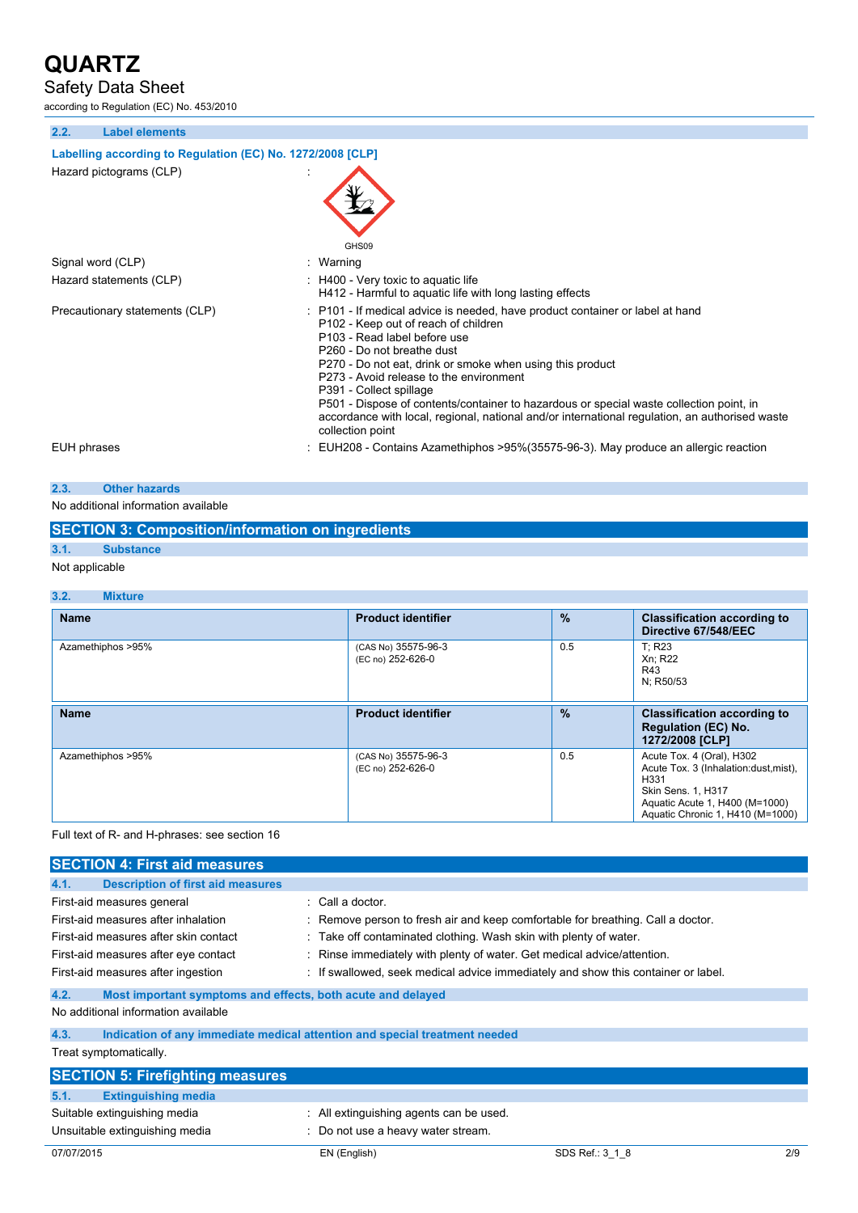### 2.2. Label elements

**Labelling according to Regulation (EC) No. 1272/2008 [CLP]**

| | |
|---|---|
| Hazard pictograms (CLP) | : GHS09 |
| Signal word (CLP) | : Warning |
| Hazard statements (CLP) | : H400 - Very toxic to aquatic life<br>H412 - Harmful to aquatic life with long lasting effects |
| Precautionary statements (CLP) | : P101 - If medical advice is needed, have product container or label at hand<br>P102 - Keep out of reach of children<br>P103 - Read label before use<br>P260 - Do not breathe dust<br>P270 - Do not eat, drink or smoke when using this product<br>P273 - Avoid release to the environment<br>P391 - Collect spillage<br>P501 - Dispose of contents/container to hazardous or special waste collection point, in accordance with local, regional, national and/or international regulation, an authorised waste collection point |
| EUH phrases | : EUH208 - Contains Azamethiphos >95%(35575-96-3). May produce an allergic reaction |

### 2.3. Other hazards

No additional information available

## SECTION 3: Composition/information on ingredients

### 3.1. Substance

Not applicable

### 3.2. Mixture

| Name | Product identifier | % | Classification according to Directive 67/548/EEC |
|---|---|---|---|
| Azamethiphos >95% | (CAS No) 35575-96-3<br>(EC no) 252-626-0 | 0.5 | T; R23<br>Xn; R22<br>R43<br>N; R50/53 |

| Name | Product identifier | % | Classification according to Regulation (EC) No. 1272/2008 [CLP] |
|---|---|---|---|
| Azamethiphos >95% | (CAS No) 35575-96-3<br>(EC no) 252-626-0 | 0.5 | Acute Tox. 4 (Oral), H302<br>Acute Tox. 3 (Inhalation:dust,mist), H331<br>Skin Sens. 1, H317<br>Aquatic Acute 1, H400 (M=1000)<br>Aquatic Chronic 1, H410 (M=1000) |

Full text of R- and H-phrases: see section 16

## SECTION 4: First aid measures

### 4.1. Description of first aid measures

| | |
|---|---|
| First-aid measures general | : Call a doctor. |
| First-aid measures after inhalation | : Remove person to fresh air and keep comfortable for breathing. Call a doctor. |
| First-aid measures after skin contact | : Take off contaminated clothing. Wash skin with plenty of water. |
| First-aid measures after eye contact | : Rinse immediately with plenty of water. Get medical advice/attention. |
| First-aid measures after ingestion | : If swallowed, seek medical advice immediately and show this container or label. |

### 4.2. Most important symptoms and effects, both acute and delayed

No additional information available

### 4.3. Indication of any immediate medical attention and special treatment needed

Treat symptomatically.

## SECTION 5: Firefighting measures

### 5.1. Extinguishing media

| | |
|---|---|
| Suitable extinguishing media | : All extinguishing agents can be used. |
| Unsuitable extinguishing media | : Do not use a heavy water stream. |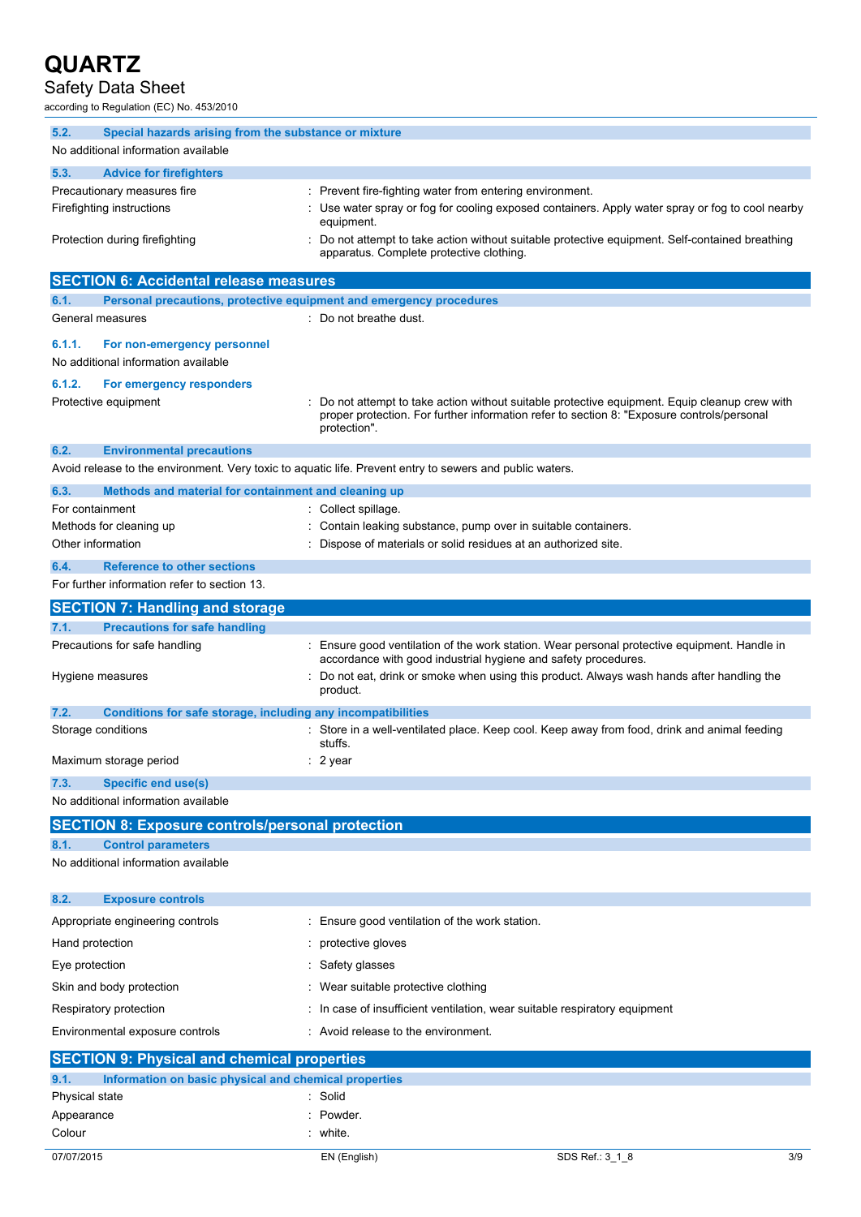### 5.2. Special hazards arising from the substance or mixture

No additional information available

### 5.3. Advice for firefighters

| | |
|---|---|
| Precautionary measures fire | : Prevent fire-fighting water from entering environment. |
| Firefighting instructions | : Use water spray or fog for cooling exposed containers. Apply water spray or fog to cool nearby equipment. |
| Protection during firefighting | : Do not attempt to take action without suitable protective equipment. Self-contained breathing apparatus. Complete protective clothing. |

## SECTION 6: Accidental release measures

### 6.1. Personal precautions, protective equipment and emergency procedures

| | |
|---|---|
| General measures | : Do not breathe dust. |

#### 6.1.1. For non-emergency personnel

No additional information available

#### 6.1.2. For emergency responders

| | |
|---|---|
| Protective equipment | : Do not attempt to take action without suitable protective equipment. Equip cleanup crew with proper protection. For further information refer to section 8: "Exposure controls/personal protection". |

### 6.2. Environmental precautions

Avoid release to the environment. Very toxic to aquatic life. Prevent entry to sewers and public waters.

### 6.3. Methods and material for containment and cleaning up

| | |
|---|---|
| For containment | : Collect spillage. |
| Methods for cleaning up | : Contain leaking substance, pump over in suitable containers. |
| Other information | : Dispose of materials or solid residues at an authorized site. |

### 6.4. Reference to other sections

For further information refer to section 13.

## SECTION 7: Handling and storage

### 7.1. Precautions for safe handling

| | |
|---|---|
| Precautions for safe handling | : Ensure good ventilation of the work station. Wear personal protective equipment. Handle in accordance with good industrial hygiene and safety procedures. |
| Hygiene measures | : Do not eat, drink or smoke when using this product. Always wash hands after handling the product. |

### 7.2. Conditions for safe storage, including any incompatibilities

| | |
|---|---|
| Storage conditions | : Store in a well-ventilated place. Keep cool. Keep away from food, drink and animal feeding stuffs. |
| Maximum storage period | : 2 year |

### 7.3. Specific end use(s)

No additional information available

## SECTION 8: Exposure controls/personal protection

### 8.1. Control parameters

No additional information available

### 8.2. Exposure controls

| | |
|---|---|
| Appropriate engineering controls | : Ensure good ventilation of the work station. |
| Hand protection | : protective gloves |
| Eye protection | : Safety glasses |
| Skin and body protection | : Wear suitable protective clothing |
| Respiratory protection | : In case of insufficient ventilation, wear suitable respiratory equipment |
| Environmental exposure controls | : Avoid release to the environment. |

## SECTION 9: Physical and chemical properties

### 9.1. Information on basic physical and chemical properties

| | |
|---|---|
| Physical state | : Solid |
| Appearance | : Powder. |
| Colour | : white. |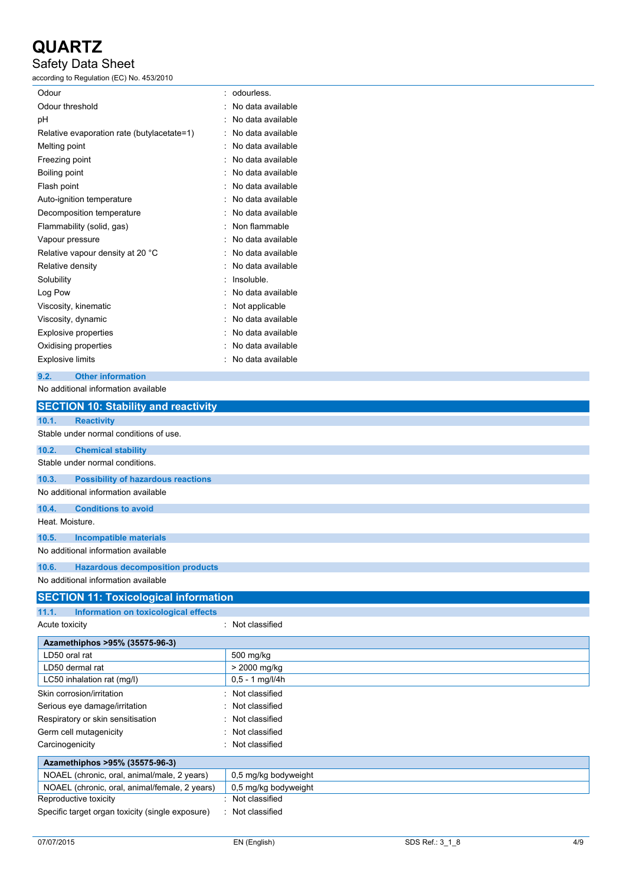| | |
|---|---|
| Odour | : odourless. |
| Odour threshold | : No data available |
| pH | : No data available |
| Relative evaporation rate (butylacetate=1) | : No data available |
| Melting point | : No data available |
| Freezing point | : No data available |
| Boiling point | : No data available |
| Flash point | : No data available |
| Auto-ignition temperature | : No data available |
| Decomposition temperature | : No data available |
| Flammability (solid, gas) | : Non flammable |
| Vapour pressure | : No data available |
| Relative vapour density at 20 °C | : No data available |
| Relative density | : No data available |
| Solubility | : Insoluble. |
| Log Pow | : No data available |
| Viscosity, kinematic | : Not applicable |
| Viscosity, dynamic | : No data available |
| Explosive properties | : No data available |
| Oxidising properties | : No data available |
| Explosive limits | : No data available |

### 9.2. Other information

No additional information available

## SECTION 10: Stability and reactivity

### 10.1. Reactivity

Stable under normal conditions of use.

### 10.2. Chemical stability

Stable under normal conditions.

### 10.3. Possibility of hazardous reactions

No additional information available

### 10.4. Conditions to avoid

Heat. Moisture.

### 10.5. Incompatible materials

No additional information available

### 10.6. Hazardous decomposition products

No additional information available

## SECTION 11: Toxicological information

### 11.1. Information on toxicological effects

Acute toxicity : Not classified

| Azamethiphos >95% (35575-96-3) | |
|---|---|
| LD50 oral rat | 500 mg/kg |
| LD50 dermal rat | > 2000 mg/kg |
| LC50 inhalation rat (mg/l) | 0,5 - 1 mg/l/4h |

| | |
|---|---|
| Skin corrosion/irritation | : Not classified |
| Serious eye damage/irritation | : Not classified |
| Respiratory or skin sensitisation | : Not classified |
| Germ cell mutagenicity | : Not classified |
| Carcinogenicity | : Not classified |

| Azamethiphos >95% (35575-96-3) | |
|---|---|
| NOAEL (chronic, oral, animal/male, 2 years) | 0,5 mg/kg bodyweight |
| NOAEL (chronic, oral, animal/female, 2 years) | 0,5 mg/kg bodyweight |

| | |
|---|---|
| Reproductive toxicity | : Not classified |
| Specific target organ toxicity (single exposure) | : Not classified |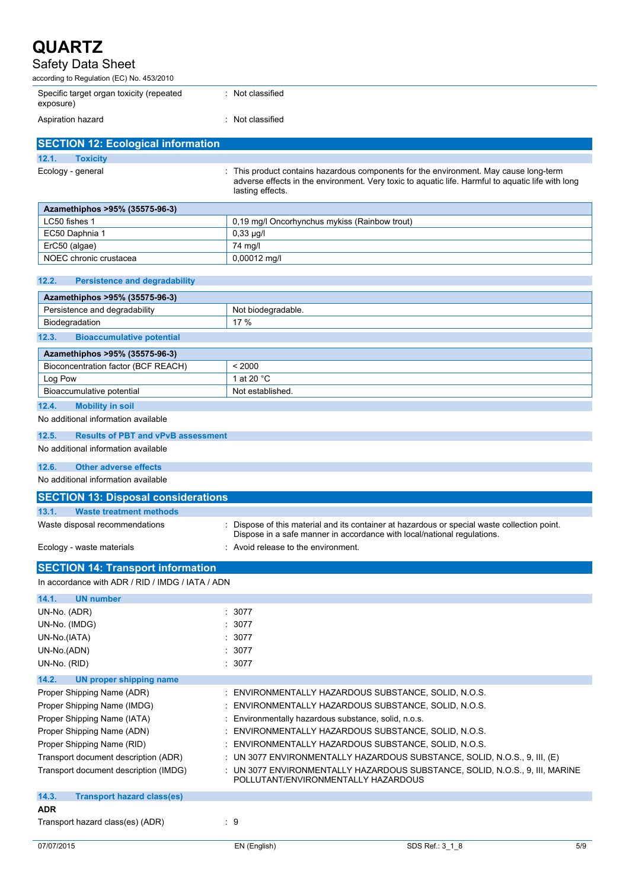| | |
|---|---|
| Specific target organ toxicity (repeated exposure) | : Not classified |
| Aspiration hazard | : Not classified |

## SECTION 12: Ecological information

### 12.1. Toxicity

| | |
|---|---|
| Ecology - general | : This product contains hazardous components for the environment. May cause long-term adverse effects in the environment. Very toxic to aquatic life. Harmful to aquatic life with long lasting effects. |

| Azamethiphos >95% (35575-96-3) | |
|---|---|
| LC50 fishes 1 | 0,19 mg/l Oncorhynchus mykiss (Rainbow trout) |
| EC50 Daphnia 1 | 0,33 µg/l |
| ErC50 (algae) | 74 mg/l |
| NOEC chronic crustacea | 0,00012 mg/l |

### 12.2. Persistence and degradability

| Azamethiphos >95% (35575-96-3) | |
|---|---|
| Persistence and degradability | Not biodegradable. |
| Biodegradation | 17 % |

### 12.3. Bioaccumulative potential

| Azamethiphos >95% (35575-96-3) | |
|---|---|
| Bioconcentration factor (BCF REACH) | < 2000 |
| Log Pow | 1 at 20 °C |
| Bioaccumulative potential | Not established. |

### 12.4. Mobility in soil

No additional information available

### 12.5. Results of PBT and vPvB assessment

No additional information available

### 12.6. Other adverse effects

No additional information available

## SECTION 13: Disposal considerations

### 13.1. Waste treatment methods

| | |
|---|---|
| Waste disposal recommendations | : Dispose of this material and its container at hazardous or special waste collection point. Dispose in a safe manner in accordance with local/national regulations. |
| Ecology - waste materials | : Avoid release to the environment. |

## SECTION 14: Transport information

In accordance with ADR / RID / IMDG / IATA / ADN

### 14.1. UN number

| | |
|---|---|
| UN-No. (ADR) | : 3077 |
| UN-No. (IMDG) | : 3077 |
| UN-No.(IATA) | : 3077 |
| UN-No.(ADN) | : 3077 |
| UN-No. (RID) | : 3077 |

### 14.2. UN proper shipping name

| | |
|---|---|
| Proper Shipping Name (ADR) | : ENVIRONMENTALLY HAZARDOUS SUBSTANCE, SOLID, N.O.S. |
| Proper Shipping Name (IMDG) | : ENVIRONMENTALLY HAZARDOUS SUBSTANCE, SOLID, N.O.S. |
| Proper Shipping Name (IATA) | : Environmentally hazardous substance, solid, n.o.s. |
| Proper Shipping Name (ADN) | : ENVIRONMENTALLY HAZARDOUS SUBSTANCE, SOLID, N.O.S. |
| Proper Shipping Name (RID) | : ENVIRONMENTALLY HAZARDOUS SUBSTANCE, SOLID, N.O.S. |
| Transport document description (ADR) | : UN 3077 ENVIRONMENTALLY HAZARDOUS SUBSTANCE, SOLID, N.O.S., 9, III, (E) |
| Transport document description (IMDG) | : UN 3077 ENVIRONMENTALLY HAZARDOUS SUBSTANCE, SOLID, N.O.S., 9, III, MARINE POLLUTANT/ENVIRONMENTALLY HAZARDOUS |

### 14.3. Transport hazard class(es)

**ADR**

| | |
|---|---|
| Transport hazard class(es) (ADR) | : 9 |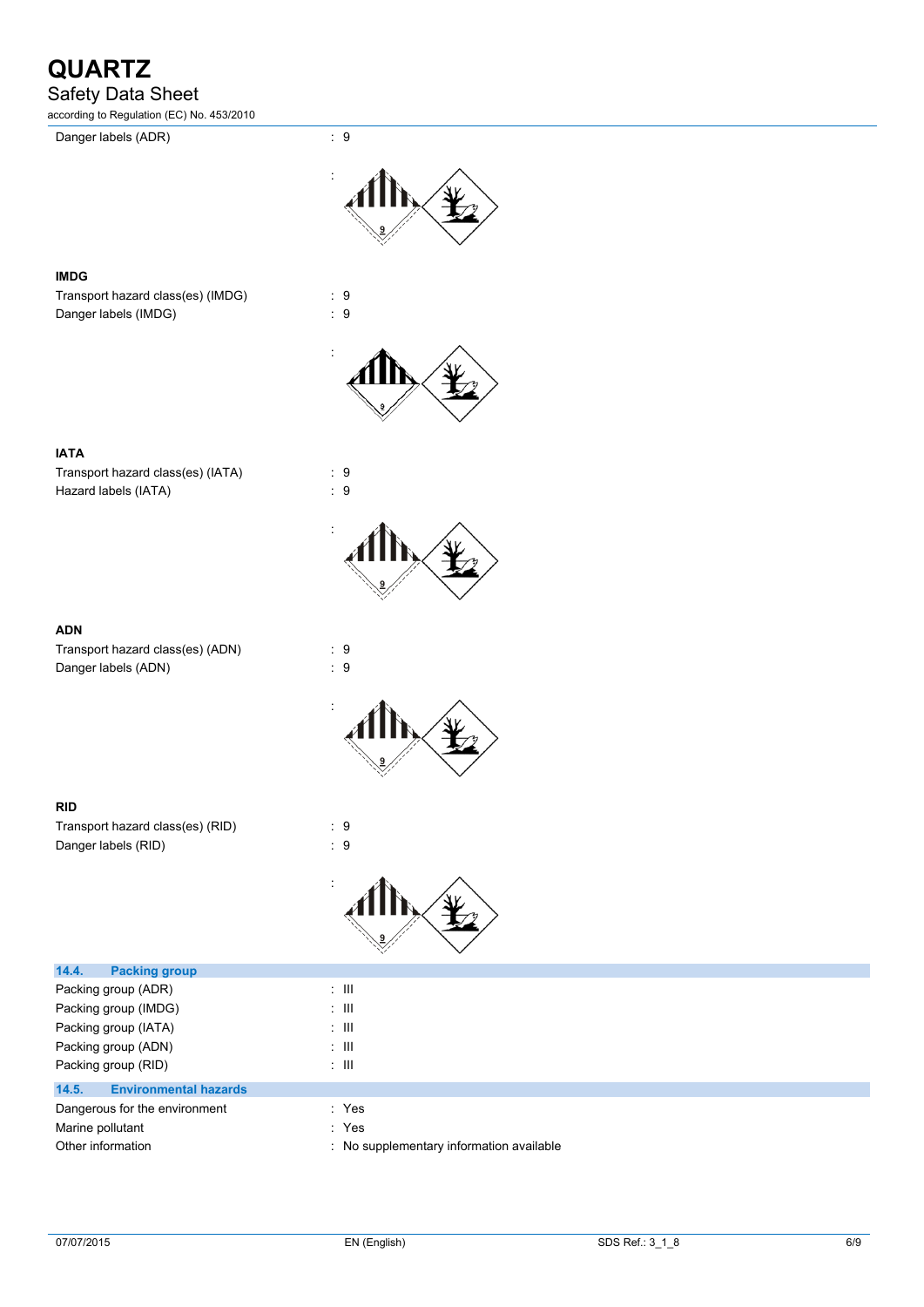Danger labels (ADR) : 9

:

#### IMDG

Transport hazard class(es) (IMDG) : 9

Danger labels (IMDG) : 9

:

#### IATA

Transport hazard class(es) (IATA) : 9

Hazard labels (IATA) : 9

:

#### ADN

Transport hazard class(es) (ADN) : 9

Danger labels (ADN) : 9

:

#### RID

Transport hazard class(es) (RID) : 9

Danger labels (RID) : 9

:

### 14.4. Packing group

Packing group (ADR) : III

Packing group (IMDG) : III

Packing group (IATA) : III

Packing group (ADN) : III

Packing group (RID) : III

### 14.5. Environmental hazards

Dangerous for the environment : Yes

Marine pollutant : Yes

Other information : No supplementary information available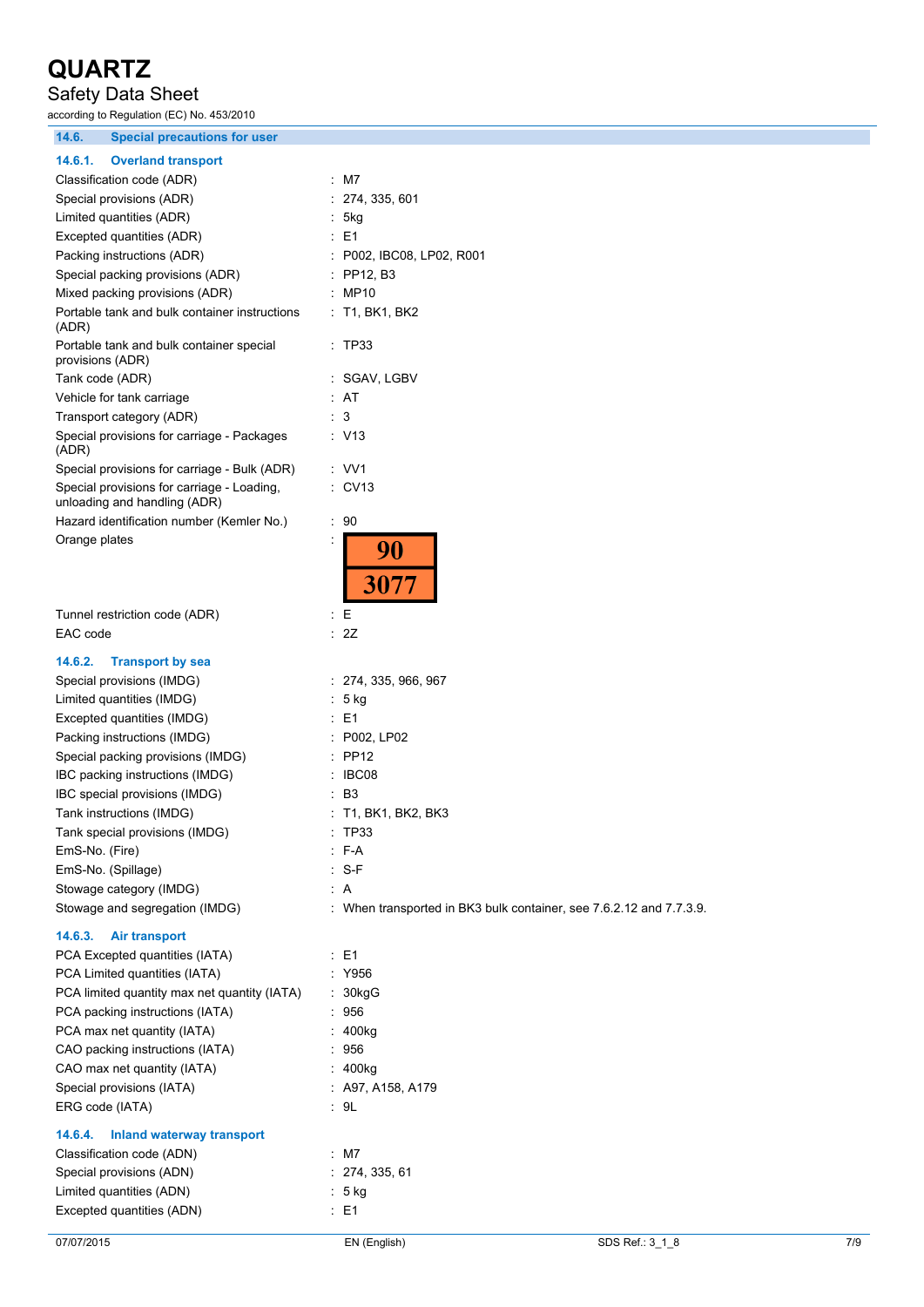### 14.6. Special precautions for user

#### 14.6.1. Overland transport

| | |
|---|---|
| Classification code (ADR) | : M7 |
| Special provisions (ADR) | : 274, 335, 601 |
| Limited quantities (ADR) | : 5kg |
| Excepted quantities (ADR) | : E1 |
| Packing instructions (ADR) | : P002, IBC08, LP02, R001 |
| Special packing provisions (ADR) | : PP12, B3 |
| Mixed packing provisions (ADR) | : MP10 |
| Portable tank and bulk container instructions (ADR) | : T1, BK1, BK2 |
| Portable tank and bulk container special provisions (ADR) | : TP33 |
| Tank code (ADR) | : SGAV, LGBV |
| Vehicle for tank carriage | : AT |
| Transport category (ADR) | : 3 |
| Special provisions for carriage - Packages (ADR) | : V13 |
| Special provisions for carriage - Bulk (ADR) | : VV1 |
| Special provisions for carriage - Loading, unloading and handling (ADR) | : CV13 |
| Hazard identification number (Kemler No.) | : 90 |
| Orange plates | : 90 / 3077 |
| Tunnel restriction code (ADR) | : E |
| EAC code | : 2Z |

#### 14.6.2. Transport by sea

| | |
|---|---|
| Special provisions (IMDG) | : 274, 335, 966, 967 |
| Limited quantities (IMDG) | : 5 kg |
| Excepted quantities (IMDG) | : E1 |
| Packing instructions (IMDG) | : P002, LP02 |
| Special packing provisions (IMDG) | : PP12 |
| IBC packing instructions (IMDG) | : IBC08 |
| IBC special provisions (IMDG) | : B3 |
| Tank instructions (IMDG) | : T1, BK1, BK2, BK3 |
| Tank special provisions (IMDG) | : TP33 |
| EmS-No. (Fire) | : F-A |
| EmS-No. (Spillage) | : S-F |
| Stowage category (IMDG) | : A |
| Stowage and segregation (IMDG) | : When transported in BK3 bulk container, see 7.6.2.12 and 7.7.3.9. |

#### 14.6.3. Air transport

| | |
|---|---|
| PCA Excepted quantities (IATA) | : E1 |
| PCA Limited quantities (IATA) | : Y956 |
| PCA limited quantity max net quantity (IATA) | : 30kgG |
| PCA packing instructions (IATA) | : 956 |
| PCA max net quantity (IATA) | : 400kg |
| CAO packing instructions (IATA) | : 956 |
| CAO max net quantity (IATA) | : 400kg |
| Special provisions (IATA) | : A97, A158, A179 |
| ERG code (IATA) | : 9L |

#### 14.6.4. Inland waterway transport

| | |
|---|---|
| Classification code (ADN) | : M7 |
| Special provisions (ADN) | : 274, 335, 61 |
| Limited quantities (ADN) | : 5 kg |
| Excepted quantities (ADN) | : E1 |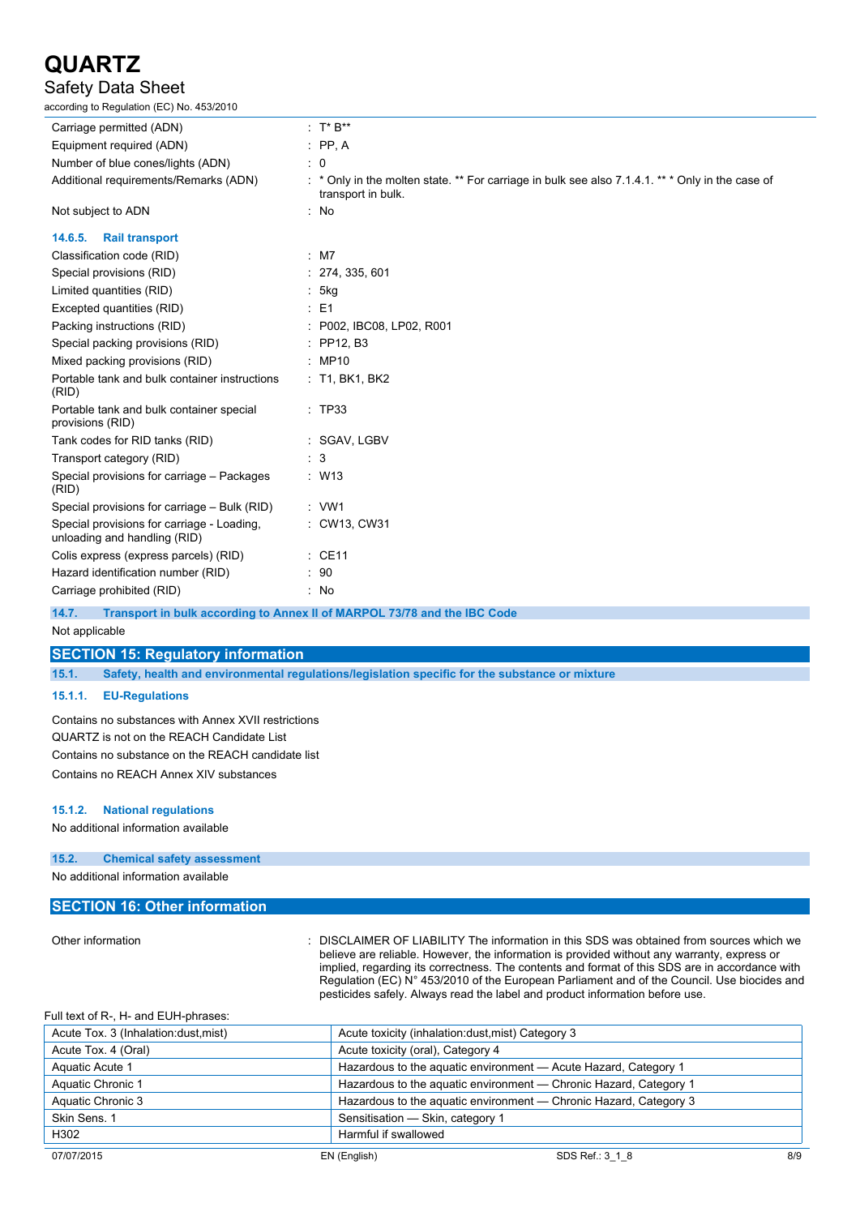| | |
|---|---|
| Carriage permitted (ADN) | : T* B** |
| Equipment required (ADN) | : PP, A |
| Number of blue cones/lights (ADN) | : 0 |
| Additional requirements/Remarks (ADN) | : * Only in the molten state. ** For carriage in bulk see also 7.1.4.1. ** * Only in the case of transport in bulk. |
| Not subject to ADN | : No |

### 14.6.5. Rail transport

| | |
|---|---|
| Classification code (RID) | : M7 |
| Special provisions (RID) | : 274, 335, 601 |
| Limited quantities (RID) | : 5kg |
| Excepted quantities (RID) | : E1 |
| Packing instructions (RID) | : P002, IBC08, LP02, R001 |
| Special packing provisions (RID) | : PP12, B3 |
| Mixed packing provisions (RID) | : MP10 |
| Portable tank and bulk container instructions (RID) | : T1, BK1, BK2 |
| Portable tank and bulk container special provisions (RID) | : TP33 |
| Tank codes for RID tanks (RID) | : SGAV, LGBV |
| Transport category (RID) | : 3 |
| Special provisions for carriage – Packages (RID) | : W13 |
| Special provisions for carriage – Bulk (RID) | : VW1 |
| Special provisions for carriage - Loading, unloading and handling (RID) | : CW13, CW31 |
| Colis express (express parcels) (RID) | : CE11 |
| Hazard identification number (RID) | : 90 |
| Carriage prohibited (RID) | : No |

### 14.7. Transport in bulk according to Annex II of MARPOL 73/78 and the IBC Code

Not applicable

## SECTION 15: Regulatory information

### 15.1. Safety, health and environmental regulations/legislation specific for the substance or mixture

#### 15.1.1. EU-Regulations

Contains no substances with Annex XVII restrictions

QUARTZ is not on the REACH Candidate List

Contains no substance on the REACH candidate list

Contains no REACH Annex XIV substances

#### 15.1.2. National regulations

No additional information available

### 15.2. Chemical safety assessment

No additional information available

## SECTION 16: Other information

| | |
|---|---|
| Other information | : DISCLAIMER OF LIABILITY The information in this SDS was obtained from sources which we believe are reliable. However, the information is provided without any warranty, express or implied, regarding its correctness. The contents and format of this SDS are in accordance with Regulation (EC) N° 453/2010 of the European Parliament and of the Council. Use biocides and pesticides safely. Always read the label and product information before use. |

Full text of R-, H- and EUH-phrases:

| | |
|---|---|
| Acute Tox. 3 (Inhalation:dust,mist) | Acute toxicity (inhalation:dust,mist) Category 3 |
| Acute Tox. 4 (Oral) | Acute toxicity (oral), Category 4 |
| Aquatic Acute 1 | Hazardous to the aquatic environment — Acute Hazard, Category 1 |
| Aquatic Chronic 1 | Hazardous to the aquatic environment — Chronic Hazard, Category 1 |
| Aquatic Chronic 3 | Hazardous to the aquatic environment — Chronic Hazard, Category 3 |
| Skin Sens. 1 | Sensitisation — Skin, category 1 |
| H302 | Harmful if swallowed |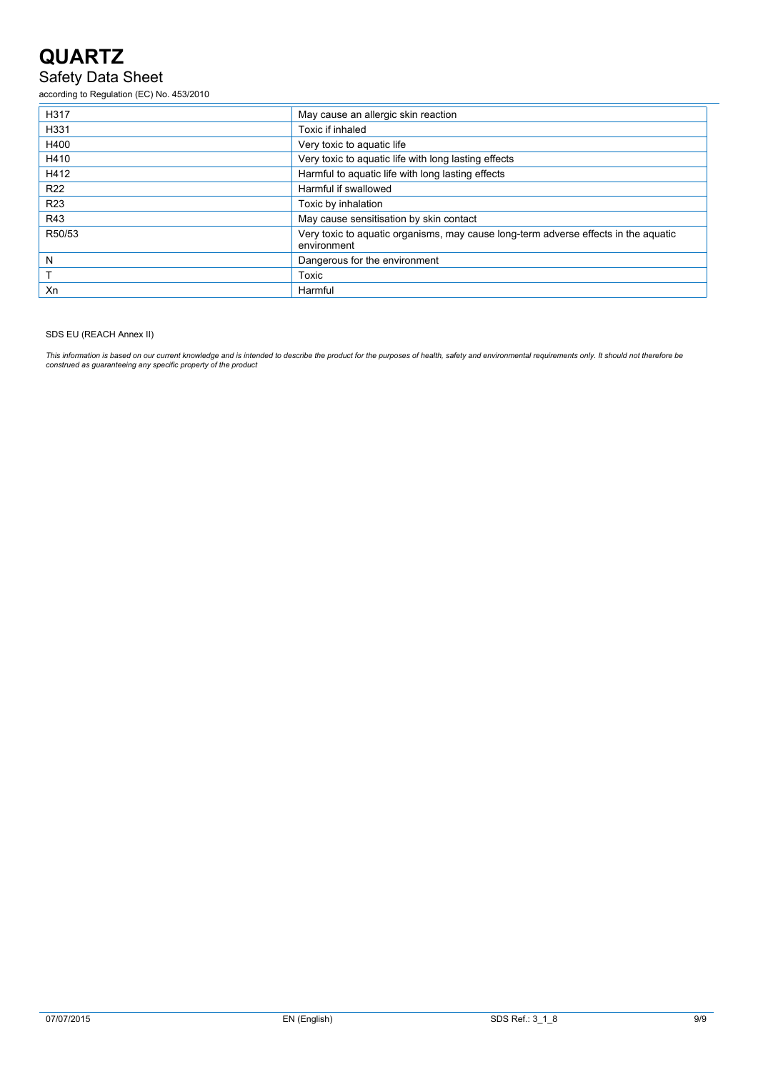| | |
|---|---|
| H317 | May cause an allergic skin reaction |
| H331 | Toxic if inhaled |
| H400 | Very toxic to aquatic life |
| H410 | Very toxic to aquatic life with long lasting effects |
| H412 | Harmful to aquatic life with long lasting effects |
| R22 | Harmful if swallowed |
| R23 | Toxic by inhalation |
| R43 | May cause sensitisation by skin contact |
| R50/53 | Very toxic to aquatic organisms, may cause long-term adverse effects in the aquatic environment |
| N | Dangerous for the environment |
| T | Toxic |
| Xn | Harmful |

SDS EU (REACH Annex II)

*This information is based on our current knowledge and is intended to describe the product for the purposes of health, safety and environmental requirements only. It should not therefore be construed as guaranteeing any specific property of the product*